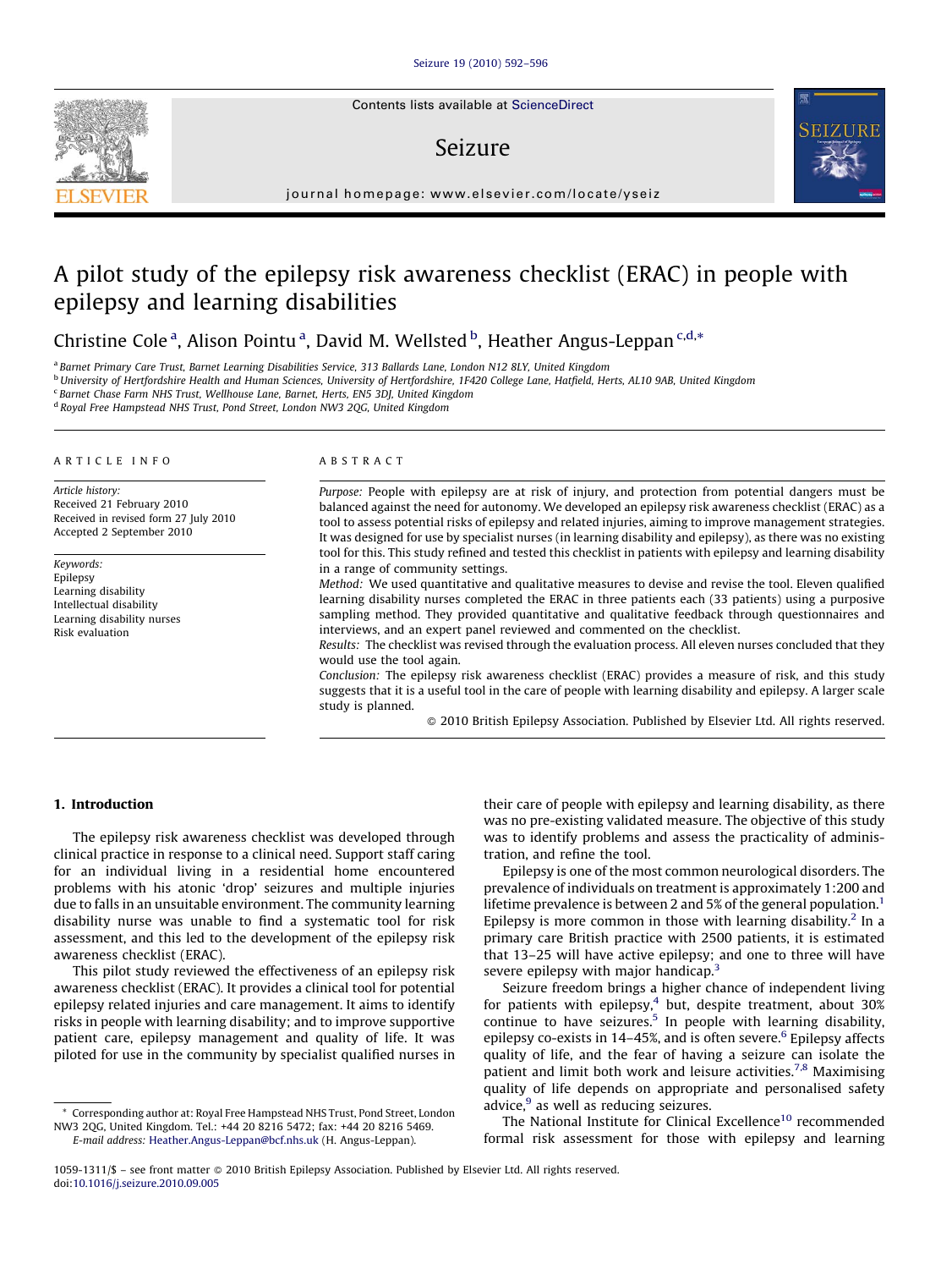# A pilot study of the epilepsy risk awareness checklist (ERAC) in people with epilepsy and learning disabilities

Christine Cole [a], Alison Pointu [a], David M. Wellsted [b], Heather Angus-Leppan [c,d,*]

[a] Barnet Primary Care Trust, Barnet Learning Disabilities Service, 313 Ballards Lane, London N12 8LY, United Kingdom
[b] University of Hertfordshire Health and Human Sciences, University of Hertfordshire, 1F420 College Lane, Hatfield, Herts, AL10 9AB, United Kingdom
[c] Barnet Chase Farm NHS Trust, Wellhouse Lane, Barnet, Herts, EN5 3DJ, United Kingdom
[d] Royal Free Hampstead NHS Trust, Pond Street, London NW3 2QG, United Kingdom

## ARTICLE INFO

*Article history:*
Received 21 February 2010
Received in revised form 27 July 2010
Accepted 2 September 2010

*Keywords:*
Epilepsy
Learning disability
Intellectual disability
Learning disability nurses
Risk evaluation

## ABSTRACT

*Purpose:* People with epilepsy are at risk of injury, and protection from potential dangers must be balanced against the need for autonomy. We developed an epilepsy risk awareness checklist (ERAC) as a tool to assess potential risks of epilepsy and related injuries, aiming to improve management strategies. It was designed for use by specialist nurses (in learning disability and epilepsy), as there was no existing tool for this. This study refined and tested this checklist in patients with epilepsy and learning disability in a range of community settings.

*Method:* We used quantitative and qualitative measures to devise and revise the tool. Eleven qualified learning disability nurses completed the ERAC in three patients each (33 patients) using a purposive sampling method. They provided quantitative and qualitative feedback through questionnaires and interviews, and an expert panel reviewed and commented on the checklist.

*Results:* The checklist was revised through the evaluation process. All eleven nurses concluded that they would use the tool again.

*Conclusion:* The epilepsy risk awareness checklist (ERAC) provides a measure of risk, and this study suggests that it is a useful tool in the care of people with learning disability and epilepsy. A larger scale study is planned.

© 2010 British Epilepsy Association. Published by Elsevier Ltd. All rights reserved.

## 1. Introduction

The epilepsy risk awareness checklist was developed through clinical practice in response to a clinical need. Support staff caring for an individual living in a residential home encountered problems with his atonic 'drop' seizures and multiple injuries due to falls in an unsuitable environment. The community learning disability nurse was unable to find a systematic tool for risk assessment, and this led to the development of the epilepsy risk awareness checklist (ERAC).

This pilot study reviewed the effectiveness of an epilepsy risk awareness checklist (ERAC). It provides a clinical tool for potential epilepsy related injuries and care management. It aims to identify risks in people with learning disability; and to improve supportive patient care, epilepsy management and quality of life. It was piloted for use in the community by specialist qualified nurses in their care of people with epilepsy and learning disability, as there was no pre-existing validated measure. The objective of this study was to identify problems and assess the practicality of administration, and refine the tool.

Epilepsy is one of the most common neurological disorders. The prevalence of individuals on treatment is approximately 1:200 and lifetime prevalence is between 2 and 5% of the general population.[1] Epilepsy is more common in those with learning disability.[2] In a primary care British practice with 2500 patients, it is estimated that 13–25 will have active epilepsy; and one to three will have severe epilepsy with major handicap.[3]

Seizure freedom brings a higher chance of independent living for patients with epilepsy,[4] but, despite treatment, about 30% continue to have seizures.[5] In people with learning disability, epilepsy co-exists in 14–45%, and is often severe.[6] Epilepsy affects quality of life, and the fear of having a seizure can isolate the patient and limit both work and leisure activities.[7,8] Maximising quality of life depends on appropriate and personalised safety advice,[9] as well as reducing seizures.

The National Institute for Clinical Excellence[10] recommended formal risk assessment for those with epilepsy and learning

* Corresponding author at: Royal Free Hampstead NHS Trust, Pond Street, London NW3 2QG, United Kingdom. Tel.: +44 20 8216 5472; fax: +44 20 8216 5469.
E-mail address: Heather.Angus-Leppan@bcf.nhs.uk (H. Angus-Leppan).

1059-1311/$ – see front matter © 2010 British Epilepsy Association. Published by Elsevier Ltd. All rights reserved.
doi:10.1016/j.seizure.2010.09.005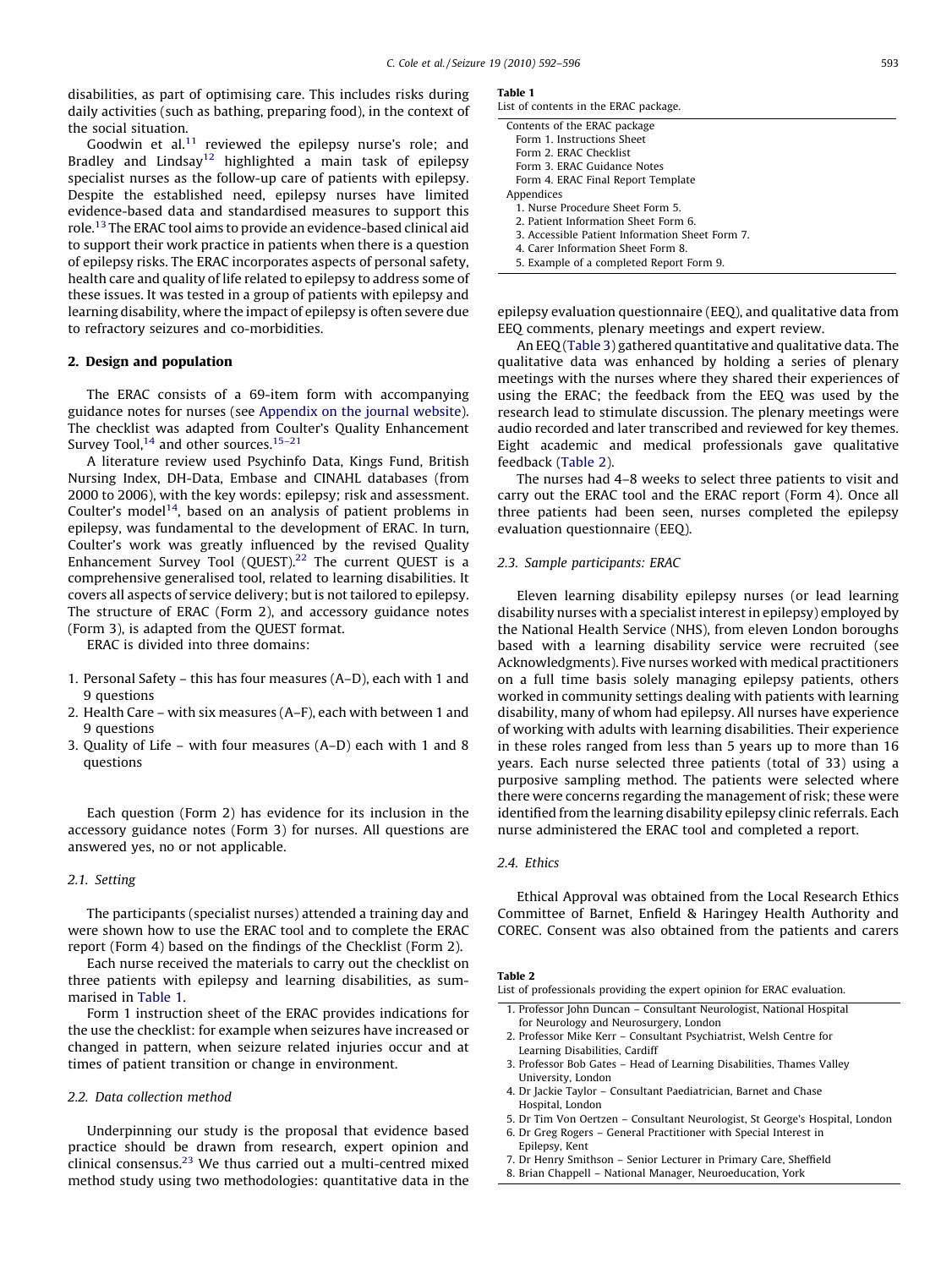disabilities, as part of optimising care. This includes risks during daily activities (such as bathing, preparing food), in the context of the social situation.

Goodwin et al.[11] reviewed the epilepsy nurse's role; and Bradley and Lindsay[12] highlighted a main task of epilepsy specialist nurses as the follow-up care of patients with epilepsy. Despite the established need, epilepsy nurses have limited evidence-based data and standardised measures to support this role.[13] The ERAC tool aims to provide an evidence-based clinical aid to support their work practice in patients when there is a question of epilepsy risks. The ERAC incorporates aspects of personal safety, health care and quality of life related to epilepsy to address some of these issues. It was tested in a group of patients with epilepsy and learning disability, where the impact of epilepsy is often severe due to refractory seizures and co-morbidities.

## 2. Design and population

The ERAC consists of a 69-item form with accompanying guidance notes for nurses (see Appendix on the journal website). The checklist was adapted from Coulter's Quality Enhancement Survey Tool,[14] and other sources.[15–21]

A literature review used Psychinfo Data, Kings Fund, British Nursing Index, DH-Data, Embase and CINAHL databases (from 2000 to 2006), with the key words: epilepsy; risk and assessment. Coulter's model[14], based on an analysis of patient problems in epilepsy, was fundamental to the development of ERAC. In turn, Coulter's work was greatly influenced by the revised Quality Enhancement Survey Tool (QUEST).[22] The current QUEST is a comprehensive generalised tool, related to learning disabilities. It covers all aspects of service delivery; but is not tailored to epilepsy. The structure of ERAC (Form 2), and accessory guidance notes (Form 3), is adapted from the QUEST format.

ERAC is divided into three domains:

1. Personal Safety – this has four measures (A–D), each with 1 and 9 questions
2. Health Care – with six measures (A–F), each with between 1 and 9 questions
3. Quality of Life – with four measures (A–D) each with 1 and 8 questions

Each question (Form 2) has evidence for its inclusion in the accessory guidance notes (Form 3) for nurses. All questions are answered yes, no or not applicable.

### 2.1. Setting

The participants (specialist nurses) attended a training day and were shown how to use the ERAC tool and to complete the ERAC report (Form 4) based on the findings of the Checklist (Form 2).

Each nurse received the materials to carry out the checklist on three patients with epilepsy and learning disabilities, as summarised in Table 1.

Form 1 instruction sheet of the ERAC provides indications for the use the checklist: for example when seizures have increased or changed in pattern, when seizure related injuries occur and at times of patient transition or change in environment.

### 2.2. Data collection method

Underpinning our study is the proposal that evidence based practice should be drawn from research, expert opinion and clinical consensus.[23] We thus carried out a multi-centred mixed method study using two methodologies: quantitative data in the epilepsy evaluation questionnaire (EEQ), and qualitative data from EEQ comments, plenary meetings and expert review.

**Table 1**
List of contents in the ERAC package.

| Contents of the ERAC package |
|---|
| Form 1. Instructions Sheet |
| Form 2. ERAC Checklist |
| Form 3. ERAC Guidance Notes |
| Form 4. ERAC Final Report Template |
| Appendices |
| 1. Nurse Procedure Sheet Form 5. |
| 2. Patient Information Sheet Form 6. |
| 3. Accessible Patient Information Sheet Form 7. |
| 4. Carer Information Sheet Form 8. |
| 5. Example of a completed Report Form 9. |

An EEQ (Table 3) gathered quantitative and qualitative data. The qualitative data was enhanced by holding a series of plenary meetings with the nurses where they shared their experiences of using the ERAC; the feedback from the EEQ was used by the research lead to stimulate discussion. The plenary meetings were audio recorded and later transcribed and reviewed for key themes. Eight academic and medical professionals gave qualitative feedback (Table 2).

The nurses had 4–8 weeks to select three patients to visit and carry out the ERAC tool and the ERAC report (Form 4). Once all three patients had been seen, nurses completed the epilepsy evaluation questionnaire (EEQ).

### 2.3. Sample participants: ERAC

Eleven learning disability epilepsy nurses (or lead learning disability nurses with a specialist interest in epilepsy) employed by the National Health Service (NHS), from eleven London boroughs based with a learning disability service were recruited (see Acknowledgments). Five nurses worked with medical practitioners on a full time basis solely managing epilepsy patients, others worked in community settings dealing with patients with learning disability, many of whom had epilepsy. All nurses have experience of working with adults with learning disabilities. Their experience in these roles ranged from less than 5 years up to more than 16 years. Each nurse selected three patients (total of 33) using a purposive sampling method. The patients were selected where there were concerns regarding the management of risk; these were identified from the learning disability epilepsy clinic referrals. Each nurse administered the ERAC tool and completed a report.

### 2.4. Ethics

Ethical Approval was obtained from the Local Research Ethics Committee of Barnet, Enfield & Haringey Health Authority and COREC. Consent was also obtained from the patients and carers

**Table 2**
List of professionals providing the expert opinion for ERAC evaluation.

| |
|---|
| 1. Professor John Duncan – Consultant Neurologist, National Hospital for Neurology and Neurosurgery, London |
| 2. Professor Mike Kerr – Consultant Psychiatrist, Welsh Centre for Learning Disabilities, Cardiff |
| 3. Professor Bob Gates – Head of Learning Disabilities, Thames Valley University, London |
| 4. Dr Jackie Taylor – Consultant Paediatrician, Barnet and Chase Hospital, London |
| 5. Dr Tim Von Oertzen – Consultant Neurologist, St George's Hospital, London |
| 6. Dr Greg Rogers – General Practitioner with Special Interest in Epilepsy, Kent |
| 7. Dr Henry Smithson – Senior Lecturer in Primary Care, Sheffield |
| 8. Brian Chappell – National Manager, Neuroeducation, York |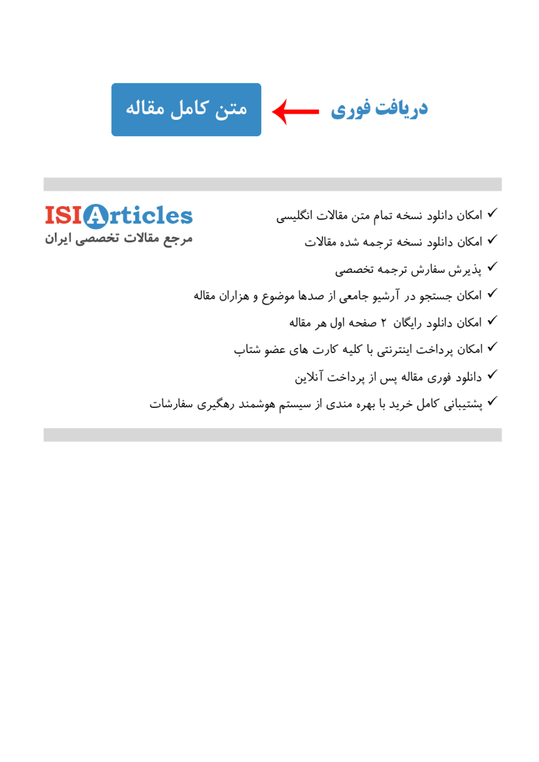دریافت فوری ← **متن کامل مقاله**

**ISIArticles**
مرجع مقالات تخصصی ایران

- ✓ امکان دانلود نسخه تمام متن مقالات انگلیسی
- ✓ امکان دانلود نسخه ترجمه شده مقالات
- ✓ پذیرش سفارش ترجمه تخصصی
- ✓ امکان جستجو در آرشیو جامعی از صدها موضوع و هزاران مقاله
- ✓ امکان دانلود رایگان ۲ صفحه اول هر مقاله
- ✓ امکان پرداخت اینترنتی با کلیه کارت های عضو شتاب
- ✓ دانلود فوری مقاله پس از پرداخت آنلاین
- ✓ پشتیبانی کامل خرید با بهره مندی از سیستم هوشمند رهگیری سفارشات